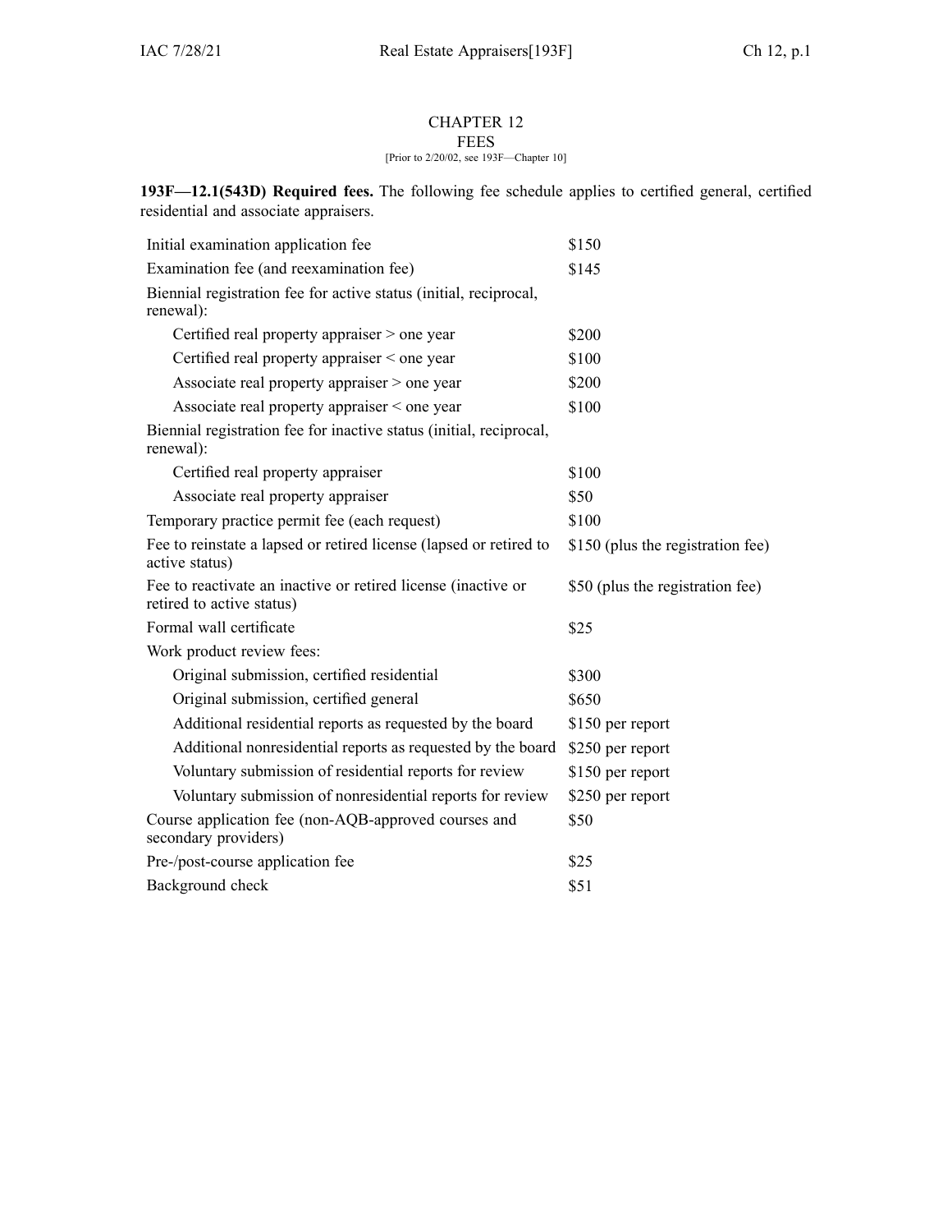# CHAPTER 12
## FEES

[Prior to 2/20/02, see 193F—Chapter 10]

**193F—12.1(543D) Required fees.** The following fee schedule applies to certified general, certified residential and associate appraisers.

| | |
|---|---|
| Initial examination application fee | $150 |
| Examination fee (and reexamination fee) | $145 |
| Biennial registration fee for active status (initial, reciprocal, renewal): | |
| Certified real property appraiser > one year | $200 |
| Certified real property appraiser < one year | $100 |
| Associate real property appraiser > one year | $200 |
| Associate real property appraiser < one year | $100 |
| Biennial registration fee for inactive status (initial, reciprocal, renewal): | |
| Certified real property appraiser | $100 |
| Associate real property appraiser | $50 |
| Temporary practice permit fee (each request) | $100 |
| Fee to reinstate a lapsed or retired license (lapsed or retired to active status) | $150 (plus the registration fee) |
| Fee to reactivate an inactive or retired license (inactive or retired to active status) | $50 (plus the registration fee) |
| Formal wall certificate | $25 |
| Work product review fees: | |
| Original submission, certified residential | $300 |
| Original submission, certified general | $650 |
| Additional residential reports as requested by the board | $150 per report |
| Additional nonresidential reports as requested by the board | $250 per report |
| Voluntary submission of residential reports for review | $150 per report |
| Voluntary submission of nonresidential reports for review | $250 per report |
| Course application fee (non-AQB-approved courses and secondary providers) | $50 |
| Pre-/post-course application fee | $25 |
| Background check | $51 |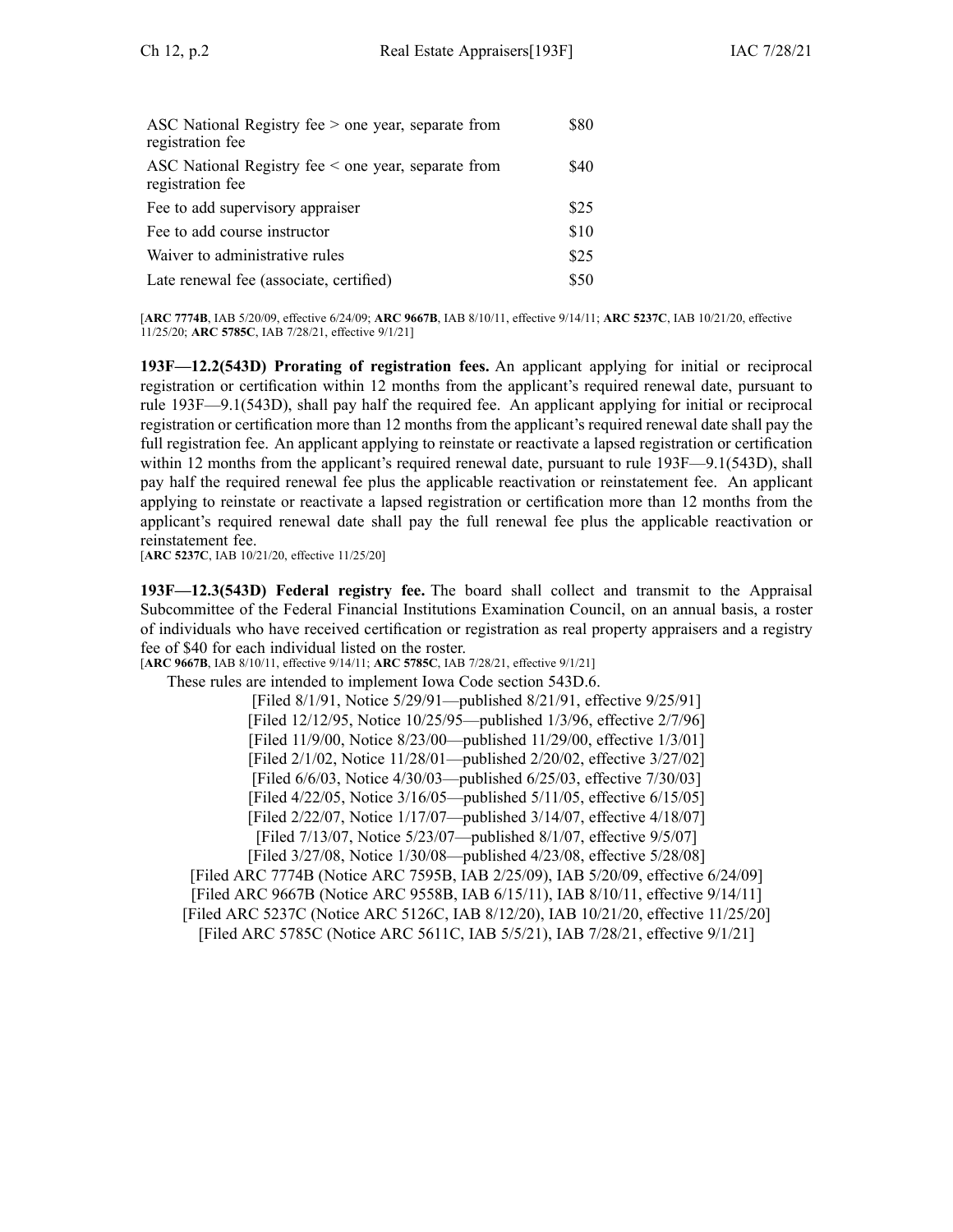| | |
|---|---|
| ASC National Registry fee > one year, separate from registration fee | $80 |
| ASC National Registry fee < one year, separate from registration fee | $40 |
| Fee to add supervisory appraiser | $25 |
| Fee to add course instructor | $10 |
| Waiver to administrative rules | $25 |
| Late renewal fee (associate, certified) | $50 |

[**ARC 7774B**, IAB 5/20/09, effective 6/24/09; **ARC 9667B**, IAB 8/10/11, effective 9/14/11; **ARC 5237C**, IAB 10/21/20, effective 11/25/20; **ARC 5785C**, IAB 7/28/21, effective 9/1/21]

**193F—12.2(543D) Prorating of registration fees.** An applicant applying for initial or reciprocal registration or certification within 12 months from the applicant's required renewal date, pursuant to rule 193F—9.1(543D), shall pay half the required fee. An applicant applying for initial or reciprocal registration or certification more than 12 months from the applicant's required renewal date shall pay the full registration fee. An applicant applying to reinstate or reactivate a lapsed registration or certification within 12 months from the applicant's required renewal date, pursuant to rule 193F—9.1(543D), shall pay half the required renewal fee plus the applicable reactivation or reinstatement fee. An applicant applying to reinstate or reactivate a lapsed registration or certification more than 12 months from the applicant's required renewal date shall pay the full renewal fee plus the applicable reactivation or reinstatement fee.
[**ARC 5237C**, IAB 10/21/20, effective 11/25/20]

**193F—12.3(543D) Federal registry fee.** The board shall collect and transmit to the Appraisal Subcommittee of the Federal Financial Institutions Examination Council, on an annual basis, a roster of individuals who have received certification or registration as real property appraisers and a registry fee of $40 for each individual listed on the roster.
[**ARC 9667B**, IAB 8/10/11, effective 9/14/11; **ARC 5785C**, IAB 7/28/21, effective 9/1/21]

These rules are intended to implement Iowa Code section 543D.6.

[Filed 8/1/91, Notice 5/29/91—published 8/21/91, effective 9/25/91]
[Filed 12/12/95, Notice 10/25/95—published 1/3/96, effective 2/7/96]
[Filed 11/9/00, Notice 8/23/00—published 11/29/00, effective 1/3/01]
[Filed 2/1/02, Notice 11/28/01—published 2/20/02, effective 3/27/02]
[Filed 6/6/03, Notice 4/30/03—published 6/25/03, effective 7/30/03]
[Filed 4/22/05, Notice 3/16/05—published 5/11/05, effective 6/15/05]
[Filed 2/22/07, Notice 1/17/07—published 3/14/07, effective 4/18/07]
[Filed 7/13/07, Notice 5/23/07—published 8/1/07, effective 9/5/07]
[Filed 3/27/08, Notice 1/30/08—published 4/23/08, effective 5/28/08]
[Filed ARC 7774B (Notice ARC 7595B, IAB 2/25/09), IAB 5/20/09, effective 6/24/09]
[Filed ARC 9667B (Notice ARC 9558B, IAB 6/15/11), IAB 8/10/11, effective 9/14/11]
[Filed ARC 5237C (Notice ARC 5126C, IAB 8/12/20), IAB 10/21/20, effective 11/25/20]
[Filed ARC 5785C (Notice ARC 5611C, IAB 5/5/21), IAB 7/28/21, effective 9/1/21]